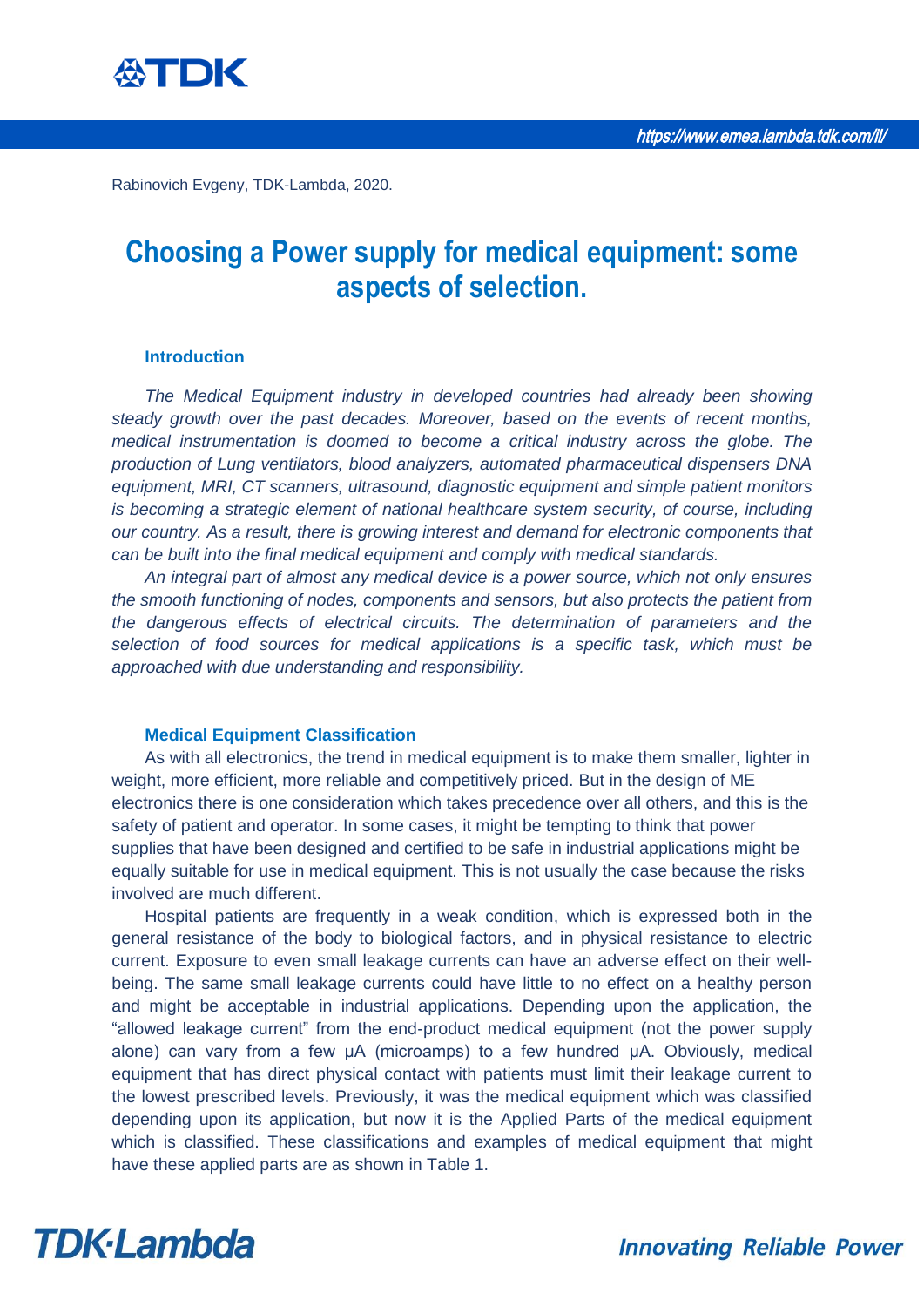Rabinovich Evgeny, TDK-Lambda, 2020.

# Choosing a Power supply for medical equipment: some aspects of selection.

## Introduction

*The Medical Equipment industry in developed countries had already been showing steady growth over the past decades. Moreover, based on the events of recent months, medical instrumentation is doomed to become a critical industry across the globe. The production of Lung ventilators, blood analyzers, automated pharmaceutical dispensers DNA equipment, MRI, CT scanners, ultrasound, diagnostic equipment and simple patient monitors is becoming a strategic element of national healthcare system security, of course, including our country. As a result, there is growing interest and demand for electronic components that can be built into the final medical equipment and comply with medical standards.*

*An integral part of almost any medical device is a power source, which not only ensures the smooth functioning of nodes, components and sensors, but also protects the patient from the dangerous effects of electrical circuits. The determination of parameters and the selection of food sources for medical applications is a specific task, which must be approached with due understanding and responsibility.*

## Medical Equipment Classification

As with all electronics, the trend in medical equipment is to make them smaller, lighter in weight, more efficient, more reliable and competitively priced. But in the design of ME electronics there is one consideration which takes precedence over all others, and this is the safety of patient and operator. In some cases, it might be tempting to think that power supplies that have been designed and certified to be safe in industrial applications might be equally suitable for use in medical equipment. This is not usually the case because the risks involved are much different.

Hospital patients are frequently in a weak condition, which is expressed both in the general resistance of the body to biological factors, and in physical resistance to electric current. Exposure to even small leakage currents can have an adverse effect on their well-being. The same small leakage currents could have little to no effect on a healthy person and might be acceptable in industrial applications. Depending upon the application, the "allowed leakage current" from the end-product medical equipment (not the power supply alone) can vary from a few μA (microamps) to a few hundred μA. Obviously, medical equipment that has direct physical contact with patients must limit their leakage current to the lowest prescribed levels. Previously, it was the medical equipment which was classified depending upon its application, but now it is the Applied Parts of the medical equipment which is classified. These classifications and examples of medical equipment that might have these applied parts are as shown in Table 1.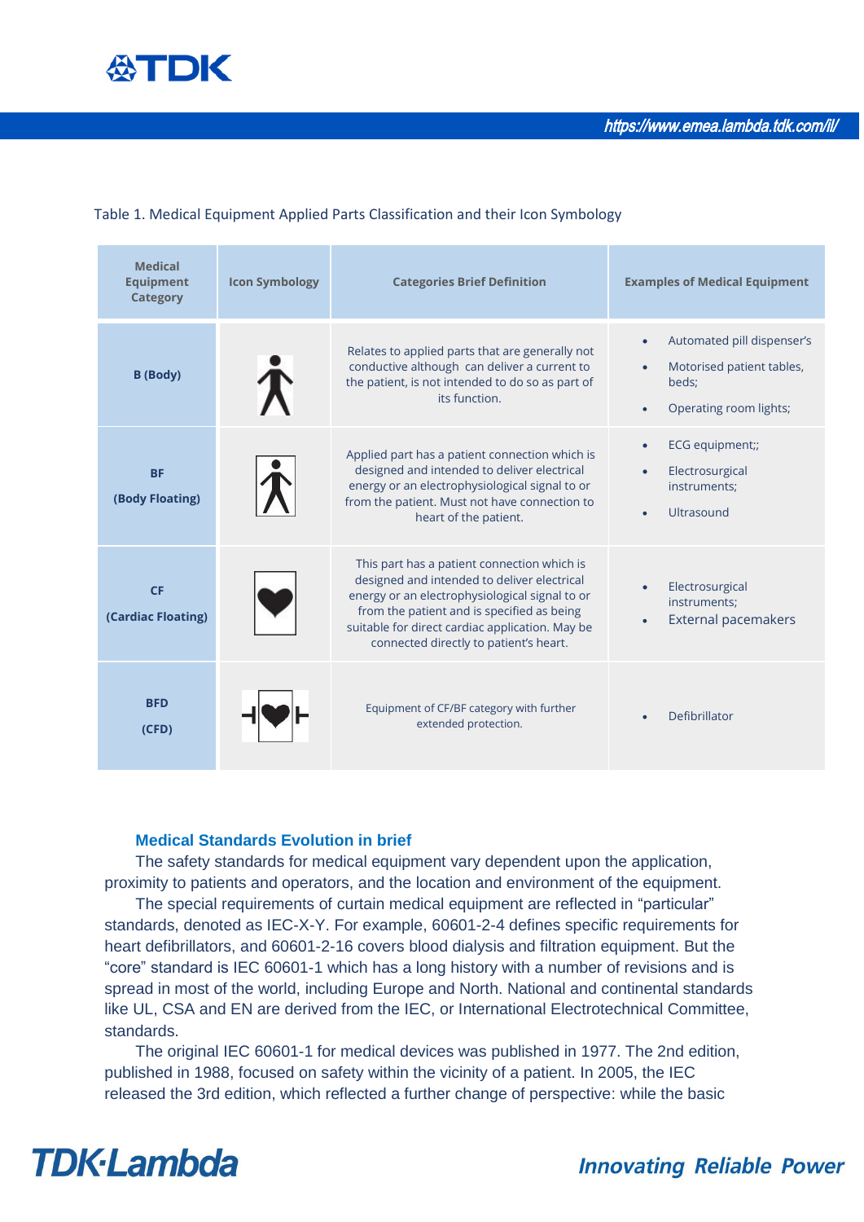Table 1. Medical Equipment Applied Parts Classification and their Icon Symbology

| Medical Equipment Category | Icon Symbology | Categories Brief Definition | Examples of Medical Equipment |
|---|---|---|---|
| **B (Body)** | | Relates to applied parts that are generally not conductive although can deliver a current to the patient, is not intended to do so as part of its function. | • Automated pill dispenser's<br>• Motorised patient tables, beds;<br>• Operating room lights; |
| **BF (Body Floating)** | | Applied part has a patient connection which is designed and intended to deliver electrical energy or an electrophysiological signal to or from the patient. Must not have connection to heart of the patient. | • ECG equipment;;<br>• Electrosurgical instruments;<br>• Ultrasound |
| **CF (Cardiac Floating)** | | This part has a patient connection which is designed and intended to deliver electrical energy or an electrophysiological signal to or from the patient and is specified as being suitable for direct cardiac application. May be connected directly to patient's heart. | • Electrosurgical instruments;<br>• External pacemakers |
| **BFD (CFD)** | | Equipment of CF/BF category with further extended protection. | • Defibrillator |

### Medical Standards Evolution in brief

The safety standards for medical equipment vary dependent upon the application, proximity to patients and operators, and the location and environment of the equipment.

The special requirements of curtain medical equipment are reflected in "particular" standards, denoted as IEC-X-Y. For example, 60601-2-4 defines specific requirements for heart defibrillators, and 60601-2-16 covers blood dialysis and filtration equipment. But the "core" standard is IEC 60601-1 which has a long history with a number of revisions and is spread in most of the world, including Europe and North. National and continental standards like UL, CSA and EN are derived from the IEC, or International Electrotechnical Committee, standards.

The original IEC 60601-1 for medical devices was published in 1977. The 2nd edition, published in 1988, focused on safety within the vicinity of a patient. In 2005, the IEC released the 3rd edition, which reflected a further change of perspective: while the basic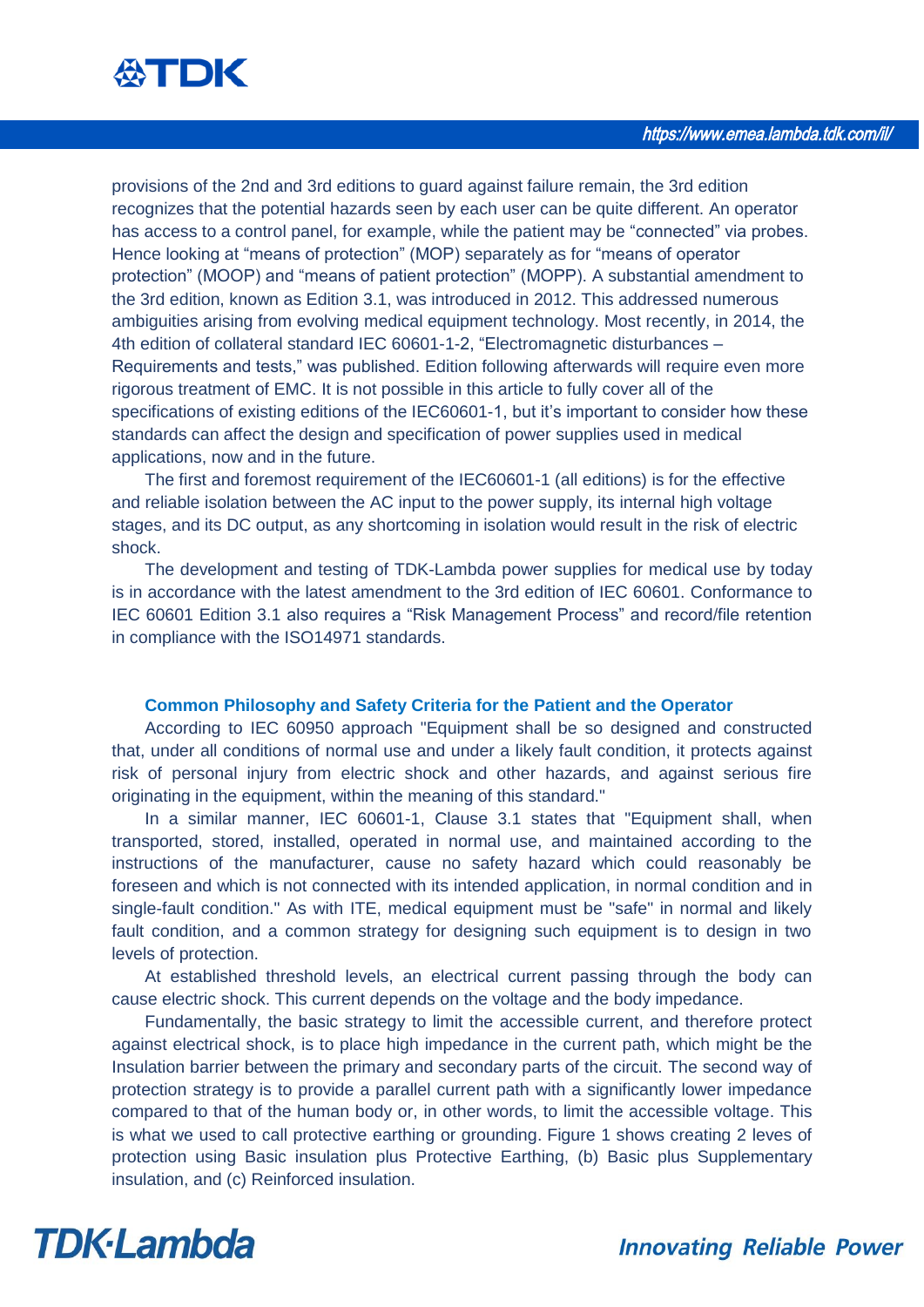provisions of the 2nd and 3rd editions to guard against failure remain, the 3rd edition recognizes that the potential hazards seen by each user can be quite different. An operator has access to a control panel, for example, while the patient may be “connected” via probes. Hence looking at “means of protection” (MOP) separately as for “means of operator protection” (MOOP) and “means of patient protection” (MOPP). A substantial amendment to the 3rd edition, known as Edition 3.1, was introduced in 2012. This addressed numerous ambiguities arising from evolving medical equipment technology. Most recently, in 2014, the 4th edition of collateral standard IEC 60601-1-2, “Electromagnetic disturbances – Requirements and tests,” was published. Edition following afterwards will require even more rigorous treatment of EMC. It is not possible in this article to fully cover all of the specifications of existing editions of the IEC60601-1, but it’s important to consider how these standards can affect the design and specification of power supplies used in medical applications, now and in the future.

The first and foremost requirement of the IEC60601-1 (all editions) is for the effective and reliable isolation between the AC input to the power supply, its internal high voltage stages, and its DC output, as any shortcoming in isolation would result in the risk of electric shock.

The development and testing of TDK-Lambda power supplies for medical use by today is in accordance with the latest amendment to the 3rd edition of IEC 60601. Conformance to IEC 60601 Edition 3.1 also requires a “Risk Management Process” and record/file retention in compliance with the ISO14971 standards.

## Common Philosophy and Safety Criteria for the Patient and the Operator

According to IEC 60950 approach "Equipment shall be so designed and constructed that, under all conditions of normal use and under a likely fault condition, it protects against risk of personal injury from electric shock and other hazards, and against serious fire originating in the equipment, within the meaning of this standard."

In a similar manner, IEC 60601-1, Clause 3.1 states that "Equipment shall, when transported, stored, installed, operated in normal use, and maintained according to the instructions of the manufacturer, cause no safety hazard which could reasonably be foreseen and which is not connected with its intended application, in normal condition and in single-fault condition." As with ITE, medical equipment must be "safe" in normal and likely fault condition, and a common strategy for designing such equipment is to design in two levels of protection.

At established threshold levels, an electrical current passing through the body can cause electric shock. This current depends on the voltage and the body impedance.

Fundamentally, the basic strategy to limit the accessible current, and therefore protect against electrical shock, is to place high impedance in the current path, which might be the Insulation barrier between the primary and secondary parts of the circuit. The second way of protection strategy is to provide a parallel current path with a significantly lower impedance compared to that of the human body or, in other words, to limit the accessible voltage. This is what we used to call protective earthing or grounding. Figure 1 shows creating 2 leves of protection using Basic insulation plus Protective Earthing, (b) Basic plus Supplementary insulation, and (c) Reinforced insulation.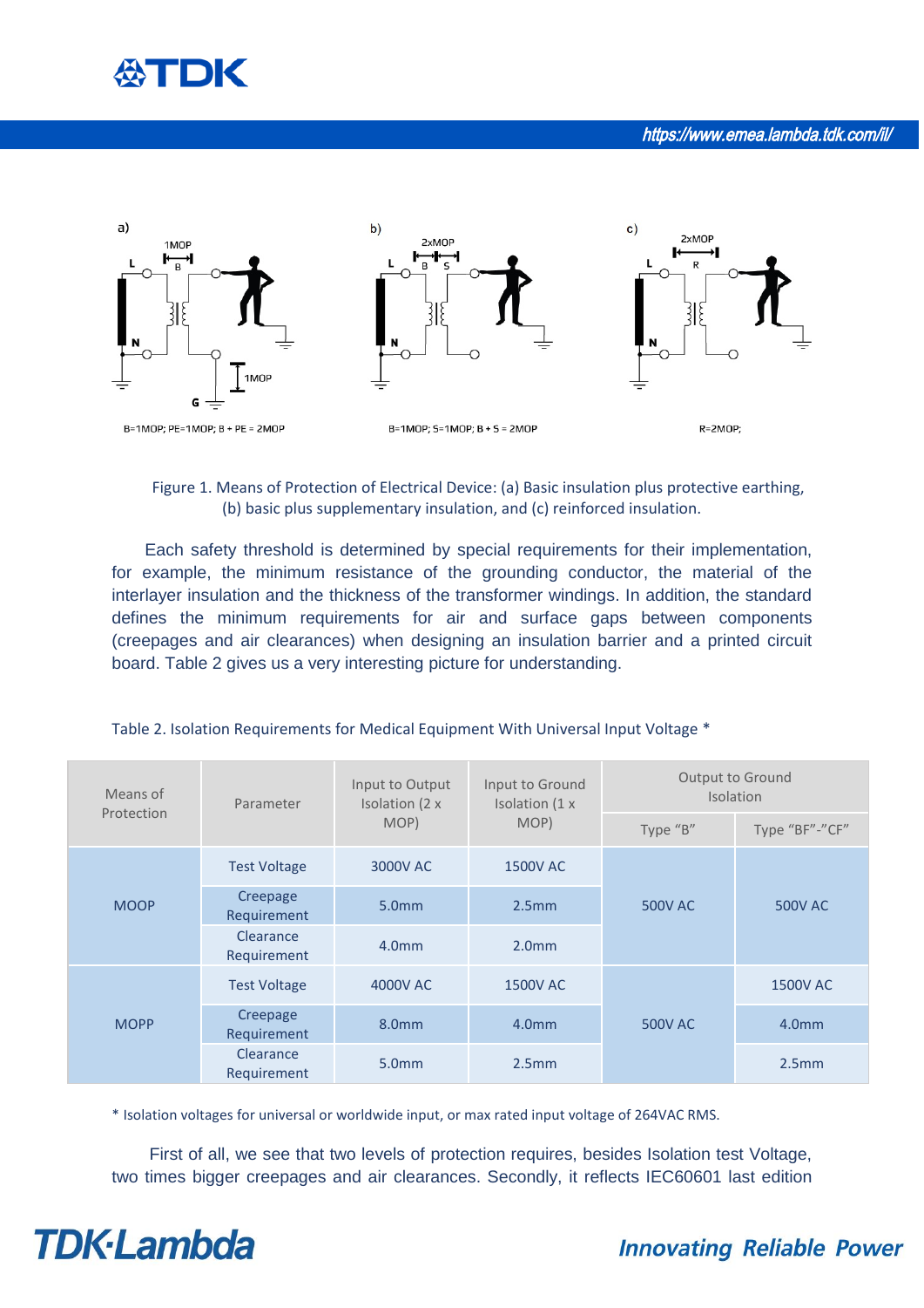a) B=1MOP; PE=1MOP; B + PE = 2MOP

b) B=1MOP; S=1MOP; B + S = 2MOP

c) R=2MOP;

Figure 1. Means of Protection of Electrical Device: (a) Basic insulation plus protective earthing, (b) basic plus supplementary insulation, and (c) reinforced insulation.

Each safety threshold is determined by special requirements for their implementation, for example, the minimum resistance of the grounding conductor, the material of the interlayer insulation and the thickness of the transformer windings. In addition, the standard defines the minimum requirements for air and surface gaps between components (creepages and air clearances) when designing an insulation barrier and a printed circuit board. Table 2 gives us a very interesting picture for understanding.

Table 2. Isolation Requirements for Medical Equipment With Universal Input Voltage *

| Means of Protection | Parameter | Input to Output Isolation (2 x MOP) | Input to Ground Isolation (1 x MOP) | Output to Ground Isolation | |
|---|---|---|---|---|---|
| | | | | Type "B" | Type "BF"-"CF" |
| MOOP | Test Voltage | 3000V AC | 1500V AC | 500V AC | 500V AC |
| | Creepage Requirement | 5.0mm | 2.5mm | | |
| | Clearance Requirement | 4.0mm | 2.0mm | | |
| MOPP | Test Voltage | 4000V AC | 1500V AC | 500V AC | 1500V AC |
| | Creepage Requirement | 8.0mm | 4.0mm | | 4.0mm |
| | Clearance Requirement | 5.0mm | 2.5mm | | 2.5mm |

* Isolation voltages for universal or worldwide input, or max rated input voltage of 264VAC RMS.

First of all, we see that two levels of protection requires, besides Isolation test Voltage, two times bigger creepages and air clearances. Secondly, it reflects IEC60601 last edition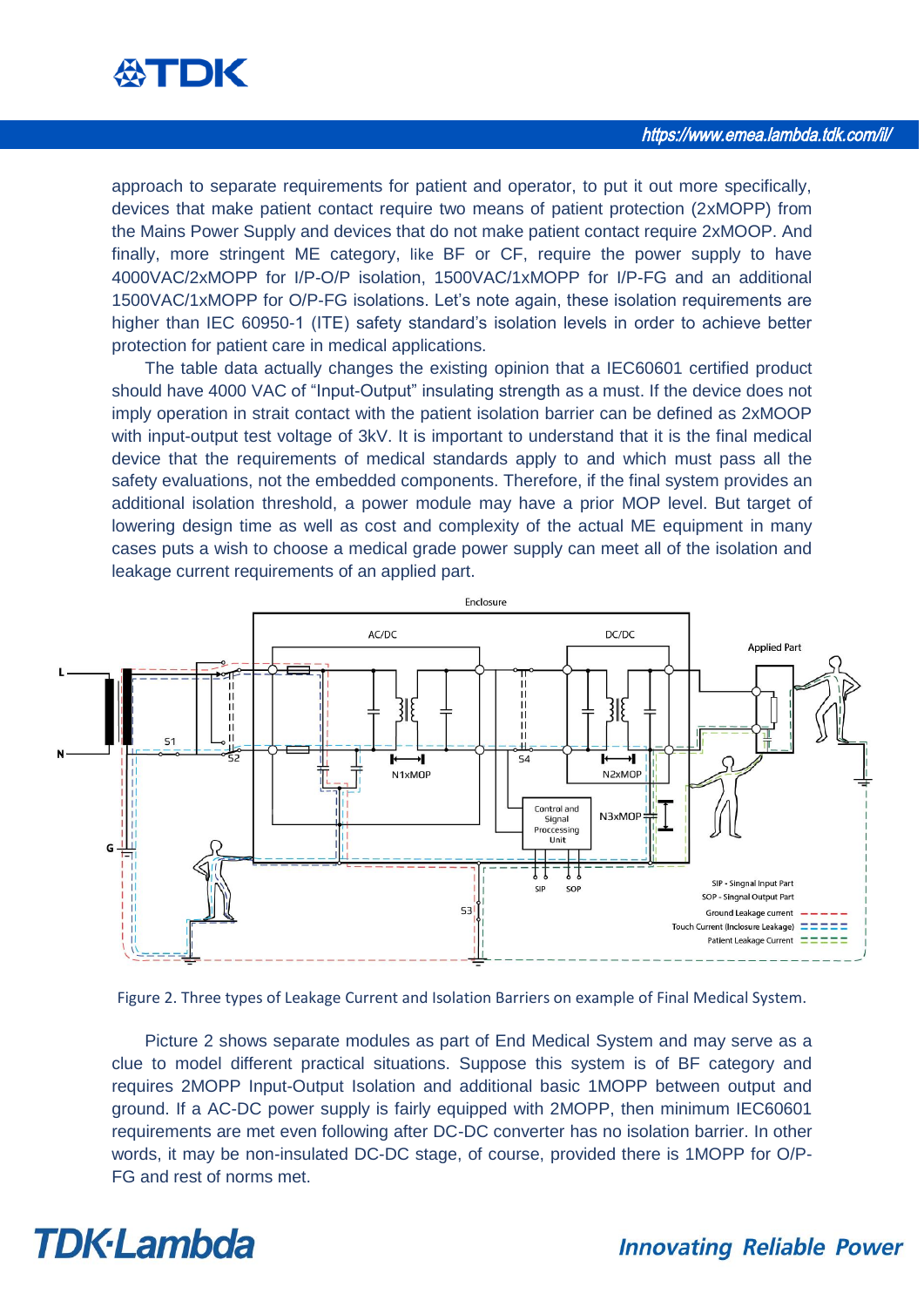approach to separate requirements for patient and operator, to put it out more specifically, devices that make patient contact require two means of patient protection (2xMOPP) from the Mains Power Supply and devices that do not make patient contact require 2xMOOP. And finally, more stringent ME category, like BF or CF, require the power supply to have 4000VAC/2xMOPP for I/P-O/P isolation, 1500VAC/1xMOPP for I/P-FG and an additional 1500VAC/1xMOPP for O/P-FG isolations. Let's note again, these isolation requirements are higher than IEC 60950-1 (ITE) safety standard's isolation levels in order to achieve better protection for patient care in medical applications.

The table data actually changes the existing opinion that a IEC60601 certified product should have 4000 VAC of "Input-Output" insulating strength as a must. If the device does not imply operation in strait contact with the patient isolation barrier can be defined as 2xMOOP with input-output test voltage of 3kV. It is important to understand that it is the final medical device that the requirements of medical standards apply to and which must pass all the safety evaluations, not the embedded components. Therefore, if the final system provides an additional isolation threshold, a power module may have a prior MOP level. But target of lowering design time as well as cost and complexity of the actual ME equipment in many cases puts a wish to choose a medical grade power supply can meet all of the isolation and leakage current requirements of an applied part.

Figure 2. Three types of Leakage Current and Isolation Barriers on example of Final Medical System.

Picture 2 shows separate modules as part of End Medical System and may serve as a clue to model different practical situations. Suppose this system is of BF category and requires 2MOPP Input-Output Isolation and additional basic 1MOPP between output and ground. If a AC-DC power supply is fairly equipped with 2MOPP, then minimum IEC60601 requirements are met even following after DC-DC converter has no isolation barrier. In other words, it may be non-insulated DC-DC stage, of course, provided there is 1MOPP for O/P-FG and rest of norms met.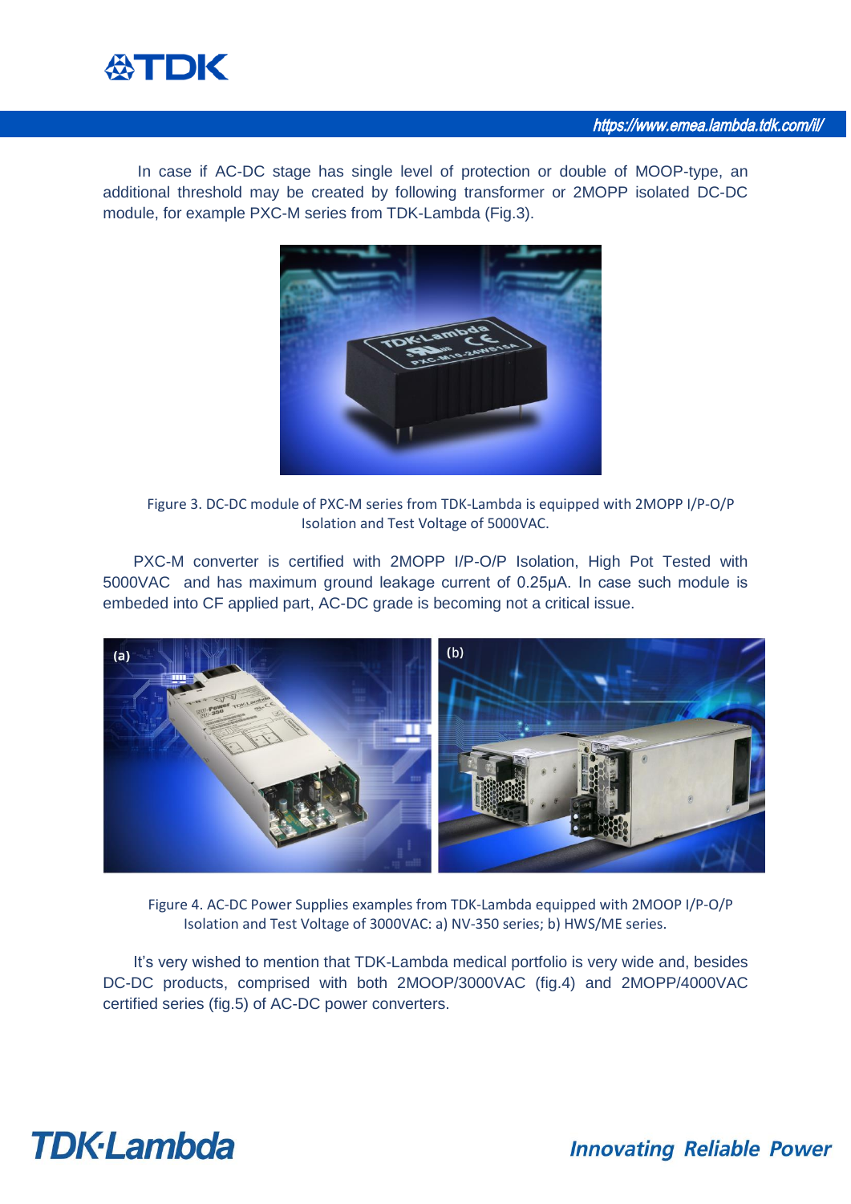In case if AC-DC stage has single level of protection or double of MOOP-type, an additional threshold may be created by following transformer or 2MOPP isolated DC-DC module, for example PXC-M series from TDK-Lambda (Fig.3).

Figure 3. DC-DC module of PXC-M series from TDK-Lambda is equipped with 2MOPP I/P-O/P Isolation and Test Voltage of 5000VAC.

PXC-M converter is certified with 2MOPP I/P-O/P Isolation, High Pot Tested with 5000VAC and has maximum ground leakage current of 0.25μA. In case such module is embeded into CF applied part, AC-DC grade is becoming not a critical issue.

Figure 4. AC-DC Power Supplies examples from TDK-Lambda equipped with 2MOOP I/P-O/P Isolation and Test Voltage of 3000VAC: a) NV-350 series; b) HWS/ME series.

It's very wished to mention that TDK-Lambda medical portfolio is very wide and, besides DC-DC products, comprised with both 2MOOP/3000VAC (fig.4) and 2MOPP/4000VAC certified series (fig.5) of AC-DC power converters.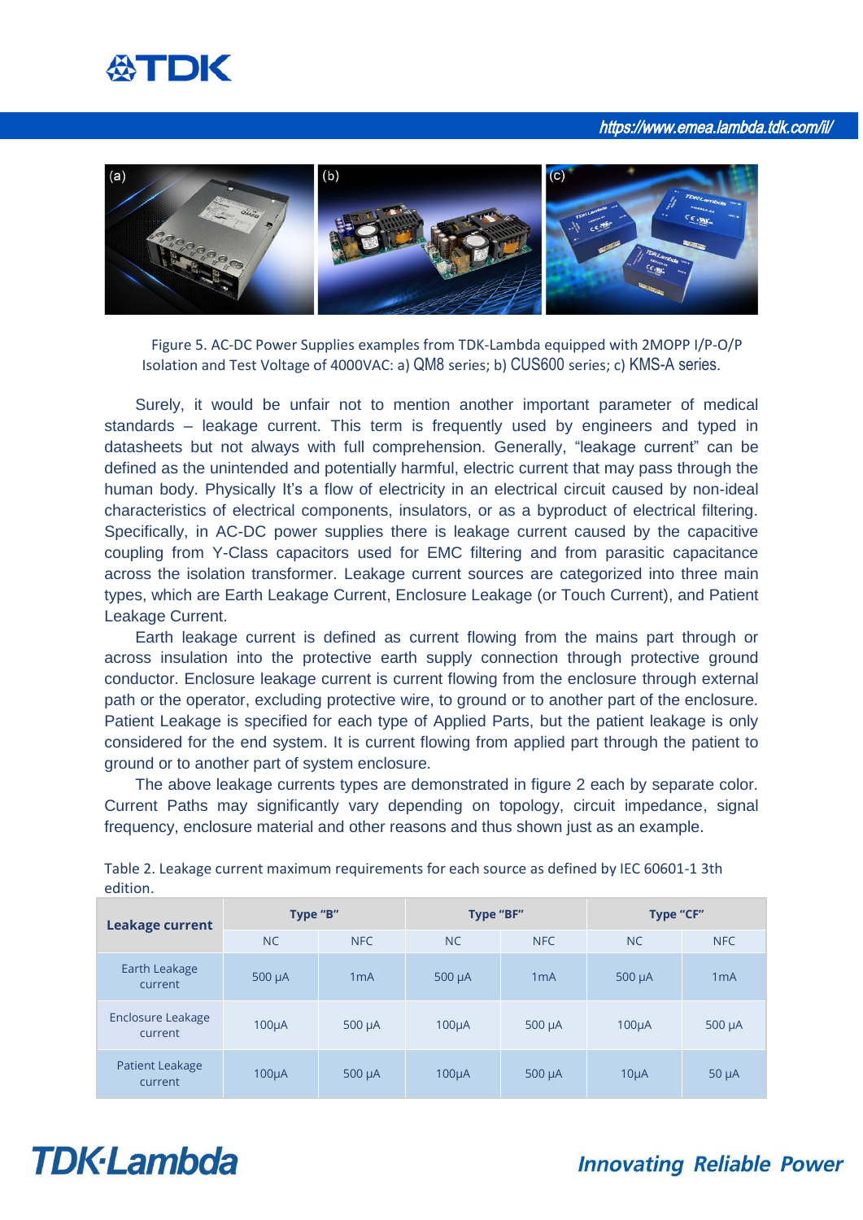Figure 5. AC-DC Power Supplies examples from TDK-Lambda equipped with 2MOPP I/P-O/P Isolation and Test Voltage of 4000VAC: a) QM8 series; b) CUS600 series; c) KMS-A series.

Surely, it would be unfair not to mention another important parameter of medical standards – leakage current. This term is frequently used by engineers and typed in datasheets but not always with full comprehension. Generally, "leakage current" can be defined as the unintended and potentially harmful, electric current that may pass through the human body. Physically It's a flow of electricity in an electrical circuit caused by non-ideal characteristics of electrical components, insulators, or as a byproduct of electrical filtering. Specifically, in AC-DC power supplies there is leakage current caused by the capacitive coupling from Y-Class capacitors used for EMC filtering and from parasitic capacitance across the isolation transformer. Leakage current sources are categorized into three main types, which are Earth Leakage Current, Enclosure Leakage (or Touch Current), and Patient Leakage Current.

Earth leakage current is defined as current flowing from the mains part through or across insulation into the protective earth supply connection through protective ground conductor. Enclosure leakage current is current flowing from the enclosure through external path or the operator, excluding protective wire, to ground or to another part of the enclosure. Patient Leakage is specified for each type of Applied Parts, but the patient leakage is only considered for the end system. It is current flowing from applied part through the patient to ground or to another part of system enclosure.

The above leakage currents types are demonstrated in figure 2 each by separate color. Current Paths may significantly vary depending on topology, circuit impedance, signal frequency, enclosure material and other reasons and thus shown just as an example.

Table 2. Leakage current maximum requirements for each source as defined by IEC 60601-1 3th edition.

| **Leakage current** | **Type "B"** | | **Type "BF"** | | **Type "CF"** | |
|---|---|---|---|---|---|---|
| | NC | NFC | NC | NFC | NC | NFC |
| Earth Leakage current | 500 µA | 1mA | 500 µA | 1mA | 500 µA | 1mA |
| Enclosure Leakage current | 100µA | 500 µA | 100µA | 500 µA | 100µA | 500 µA |
| Patient Leakage current | 100µA | 500 µA | 100µA | 500 µA | 10µA | 50 µA |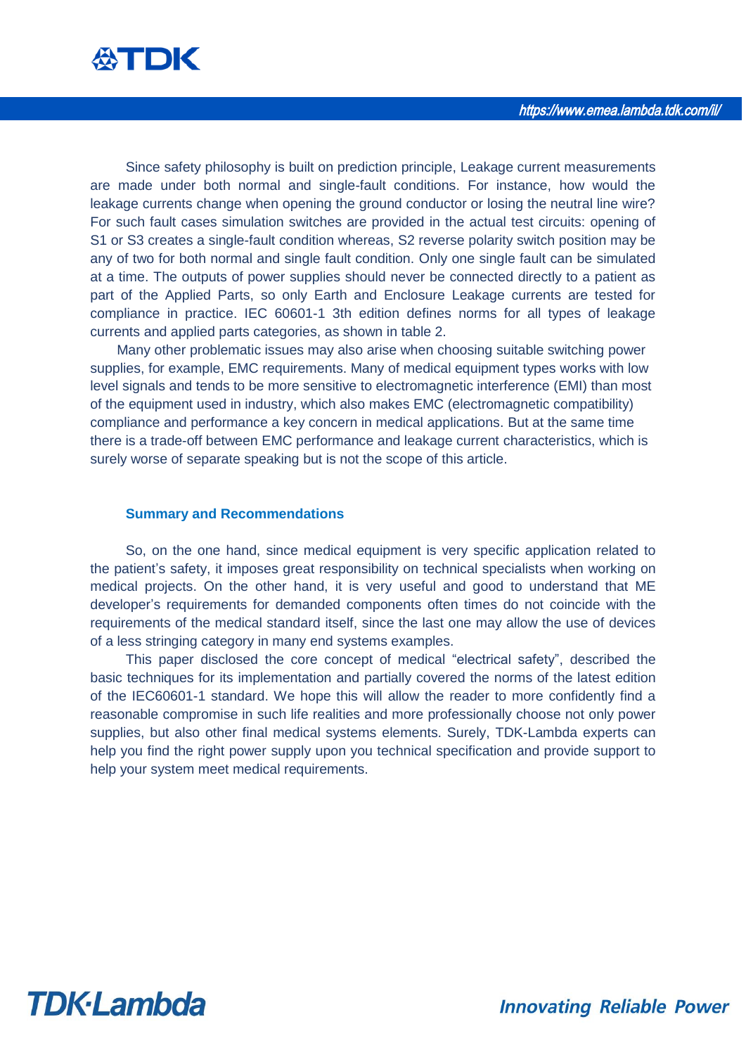Since safety philosophy is built on prediction principle, Leakage current measurements are made under both normal and single-fault conditions. For instance, how would the leakage currents change when opening the ground conductor or losing the neutral line wire? For such fault cases simulation switches are provided in the actual test circuits: opening of S1 or S3 creates a single-fault condition whereas, S2 reverse polarity switch position may be any of two for both normal and single fault condition. Only one single fault can be simulated at a time. The outputs of power supplies should never be connected directly to a patient as part of the Applied Parts, so only Earth and Enclosure Leakage currents are tested for compliance in practice. IEC 60601-1 3th edition defines norms for all types of leakage currents and applied parts categories, as shown in table 2.

Many other problematic issues may also arise when choosing suitable switching power supplies, for example, EMC requirements. Many of medical equipment types works with low level signals and tends to be more sensitive to electromagnetic interference (EMI) than most of the equipment used in industry, which also makes EMC (electromagnetic compatibility) compliance and performance a key concern in medical applications. But at the same time there is a trade-off between EMC performance and leakage current characteristics, which is surely worse of separate speaking but is not the scope of this article.

## Summary and Recommendations

So, on the one hand, since medical equipment is very specific application related to the patient's safety, it imposes great responsibility on technical specialists when working on medical projects. On the other hand, it is very useful and good to understand that ME developer's requirements for demanded components often times do not coincide with the requirements of the medical standard itself, since the last one may allow the use of devices of a less stringing category in many end systems examples.

This paper disclosed the core concept of medical "electrical safety", described the basic techniques for its implementation and partially covered the norms of the latest edition of the IEC60601-1 standard. We hope this will allow the reader to more confidently find a reasonable compromise in such life realities and more professionally choose not only power supplies, but also other final medical systems elements. Surely, TDK-Lambda experts can help you find the right power supply upon you technical specification and provide support to help your system meet medical requirements.